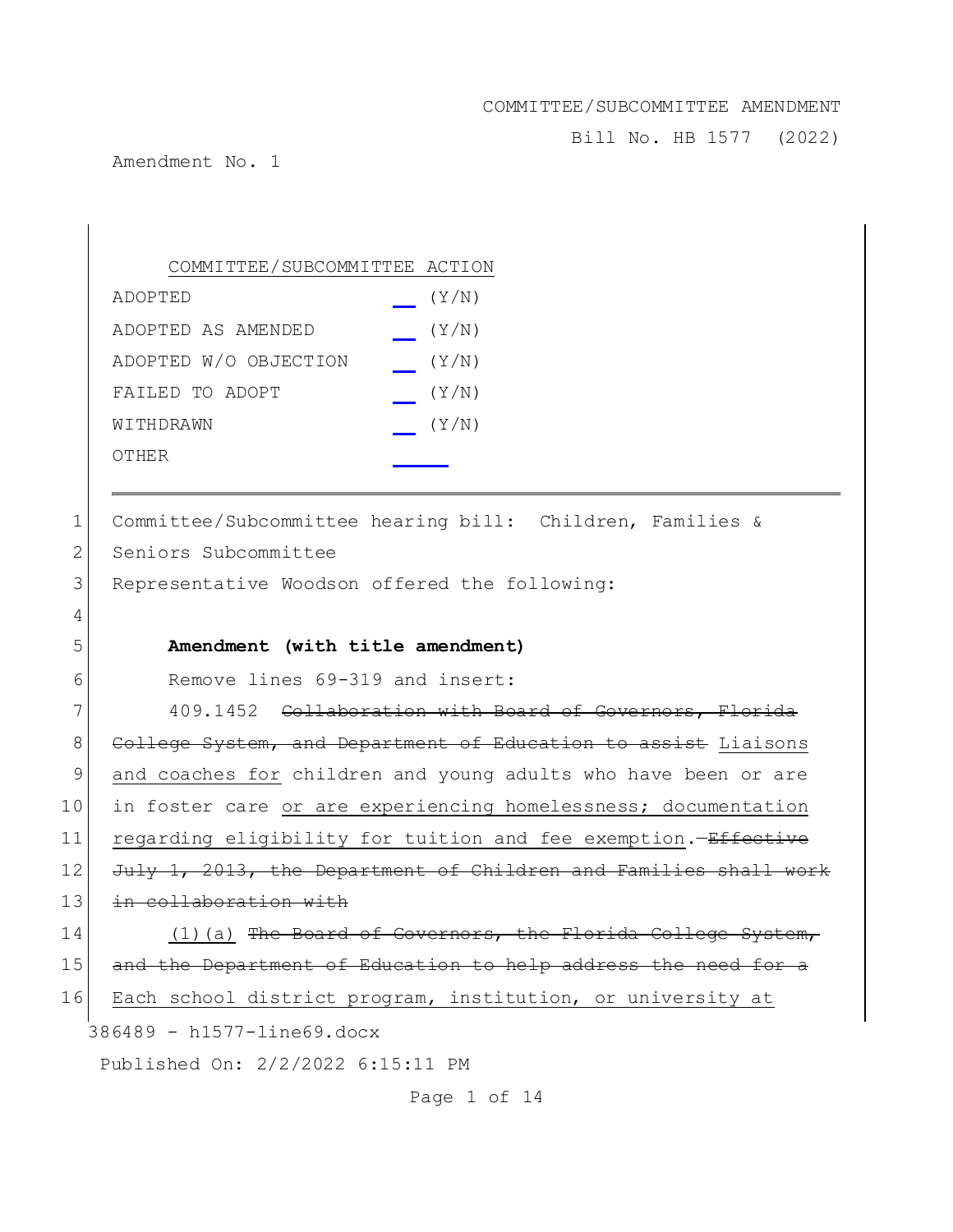COMMITTEE/SUBCOMMITTEE AMENDMENT

Bill No. HB 1577 (2022)

Amendment No. 1

| COMMITTEE/SUBCOMMITTEE ACTION | |
|---|---|
| ADOPTED | ___ (Y/N) |
| ADOPTED AS AMENDED | ___ (Y/N) |
| ADOPTED W/O OBJECTION | ___ (Y/N) |
| FAILED TO ADOPT | ___ (Y/N) |
| WITHDRAWN | ___ (Y/N) |
| OTHER | ______ |

1 Committee/Subcommittee hearing bill: Children, Families &
2 Seniors Subcommittee
3 Representative Woodson offered the following:
4
5 **Amendment (with title amendment)**
6 Remove lines 69-319 and insert:
7 409.1452 ~~Collaboration with Board of Governors, Florida~~
8 ~~College System, and Department of Education to assist~~ <u>Liaisons</u>
9 <u>and coaches for</u> children and young adults who have been or are
10 in foster care <u>or are experiencing homelessness; documentation</u>
11 <u>regarding eligibility for tuition and fee exemption</u>.—~~Effective~~
12 ~~July 1, 2013, the Department of Children and Families shall work~~
13 ~~in collaboration with~~
14 <u>(1)(a)</u> ~~The Board of Governors, the Florida College System,~~
15 ~~and the Department of Education to help address the need for a~~
16 <u>Each school district program, institution, or university at</u>

386489 - h1577-line69.docx

Published On: 2/2/2022 6:15:11 PM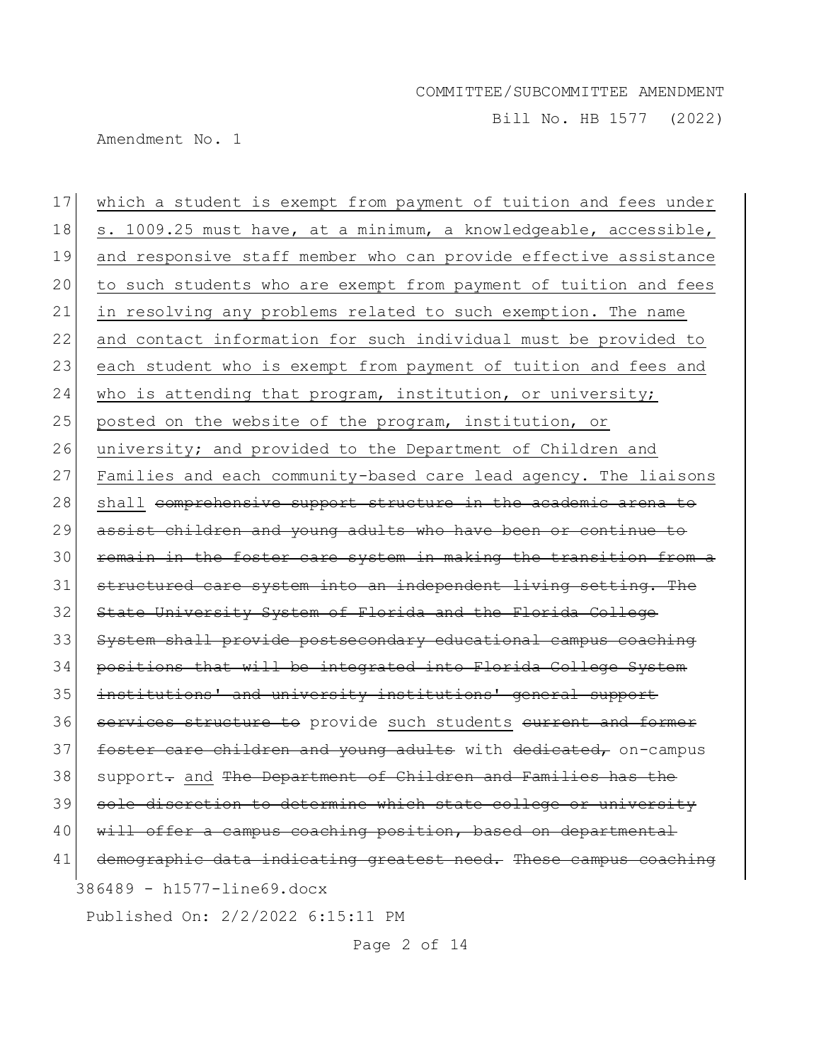which a student is exempt from payment of tuition and fees under s. 1009.25 must have, at a minimum, a knowledgeable, accessible, and responsive staff member who can provide effective assistance to such students who are exempt from payment of tuition and fees in resolving any problems related to such exemption. The name and contact information for such individual must be provided to each student who is exempt from payment of tuition and fees and who is attending that program, institution, or university; posted on the website of the program, institution, or university; and provided to the Department of Children and Families and each community-based care lead agency. The liaisons shall ~~comprehensive support structure in the academic arena to assist children and young adults who have been or continue to remain in the foster care system in making the transition from a structured care system into an independent living setting. The State University System of Florida and the Florida College System shall provide postsecondary educational campus coaching positions that will be integrated into Florida College System institutions' and university institutions' general support services structure to~~ provide such students ~~current and former foster care children and young adults~~ with ~~dedicated,~~ on-campus support~~.~~ and ~~The Department of Children and Families has the sole discretion to determine which state college or university will offer a campus coaching position, based on departmental demographic data indicating greatest need.~~ ~~These campus coaching~~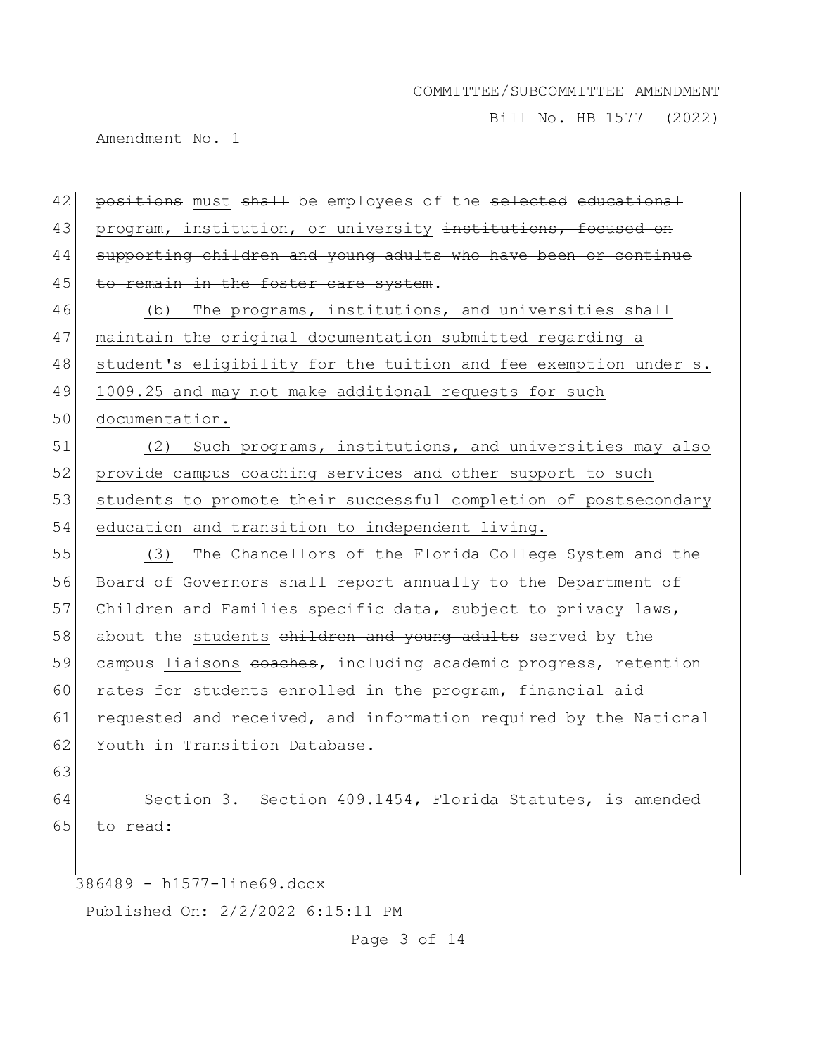~~positions~~ must ~~shall~~ be employees of the ~~selected educational~~ program, institution, or university ~~institutions, focused on supporting children and young adults who have been or continue to remain in the foster care system~~.

(b) The programs, institutions, and universities shall maintain the original documentation submitted regarding a student's eligibility for the tuition and fee exemption under s. 1009.25 and may not make additional requests for such documentation.

(2) Such programs, institutions, and universities may also provide campus coaching services and other support to such students to promote their successful completion of postsecondary education and transition to independent living.

(3) The Chancellors of the Florida College System and the Board of Governors shall report annually to the Department of Children and Families specific data, subject to privacy laws, about the students ~~children and young adults~~ served by the campus liaisons ~~coaches~~, including academic progress, retention rates for students enrolled in the program, financial aid requested and received, and information required by the National Youth in Transition Database.

Section 3. Section 409.1454, Florida Statutes, is amended to read: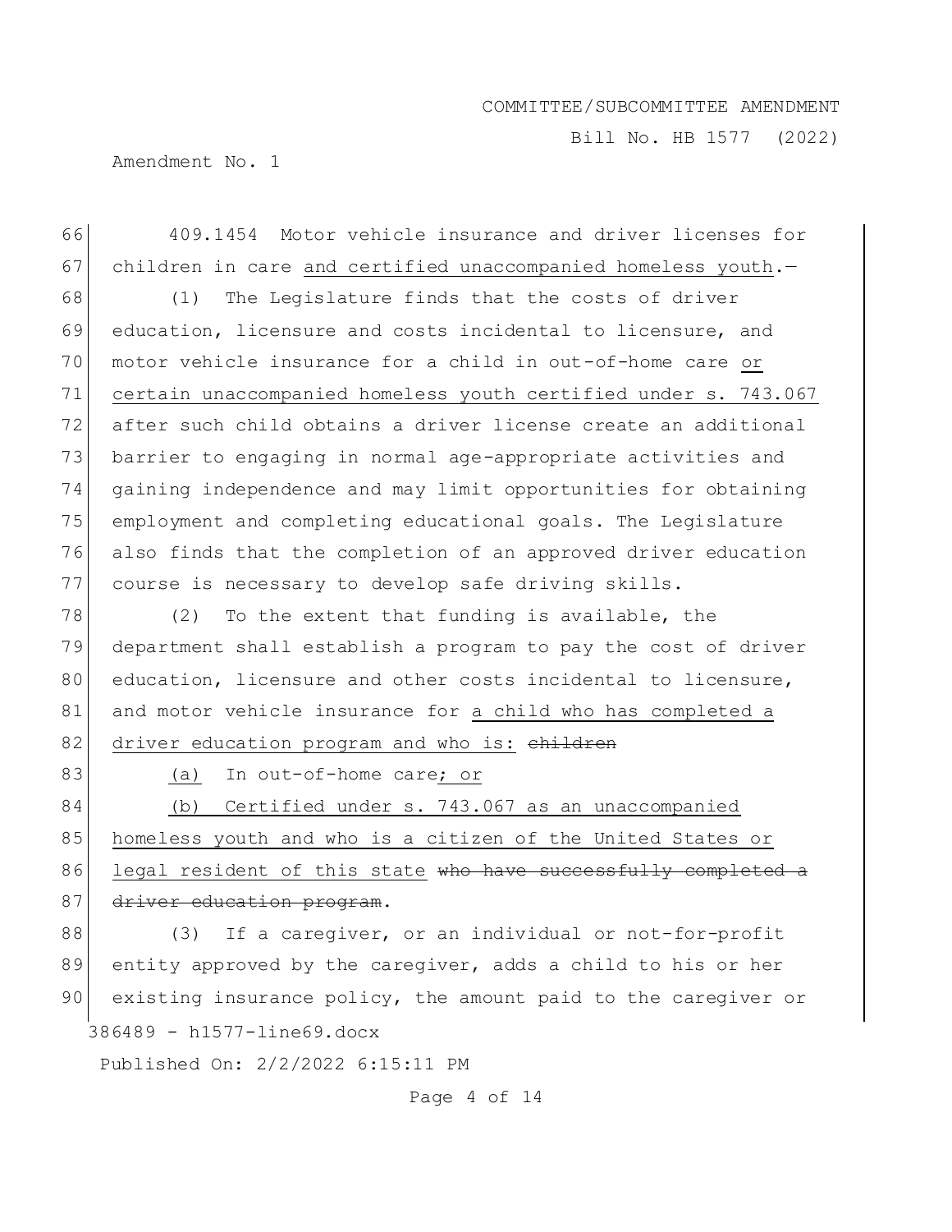409.1454 Motor vehicle insurance and driver licenses for children in care <u>and certified unaccompanied homeless youth</u>.—

(1) The Legislature finds that the costs of driver education, licensure and costs incidental to licensure, and motor vehicle insurance for a child in out-of-home care <u>or certain unaccompanied homeless youth certified under s. 743.067</u> after such child obtains a driver license create an additional barrier to engaging in normal age-appropriate activities and gaining independence and may limit opportunities for obtaining employment and completing educational goals. The Legislature also finds that the completion of an approved driver education course is necessary to develop safe driving skills.

(2) To the extent that funding is available, the department shall establish a program to pay the cost of driver education, licensure and other costs incidental to licensure, and motor vehicle insurance for <u>a child who has completed a driver education program and who is:</u> ~~children~~

<u>(a)</u> In out-of-home care<u>; or</u>

<u>(b) Certified under s. 743.067 as an unaccompanied homeless youth and who is a citizen of the United States or legal resident of this state</u> ~~who have successfully completed a driver education program~~.

(3) If a caregiver, or an individual or not-for-profit entity approved by the caregiver, adds a child to his or her existing insurance policy, the amount paid to the caregiver or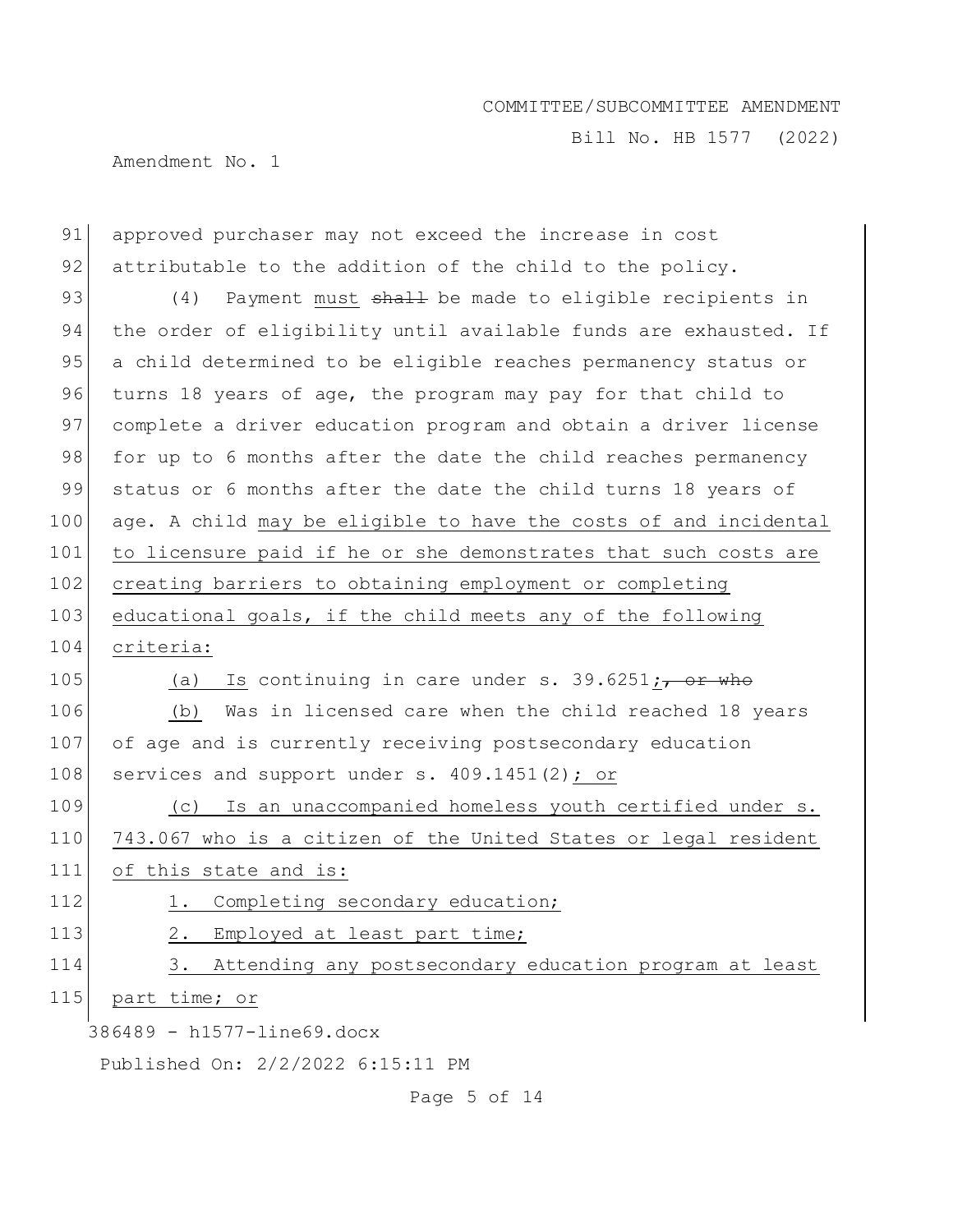approved purchaser may not exceed the increase in cost attributable to the addition of the child to the policy.

(4) Payment must ~~shall~~ be made to eligible recipients in the order of eligibility until available funds are exhausted. If a child determined to be eligible reaches permanency status or turns 18 years of age, the program may pay for that child to complete a driver education program and obtain a driver license for up to 6 months after the date the child reaches permanency status or 6 months after the date the child turns 18 years of age. A child may be eligible to have the costs of and incidental to licensure paid if he or she demonstrates that such costs are creating barriers to obtaining employment or completing educational goals, if the child meets any of the following criteria:

(a) Is continuing in care under s. 39.6251; ~~, or who~~

(b) Was in licensed care when the child reached 18 years of age and is currently receiving postsecondary education services and support under s. 409.1451(2); or

(c) Is an unaccompanied homeless youth certified under s. 743.067 who is a citizen of the United States or legal resident of this state and is:

1. Completing secondary education;

2. Employed at least part time;

3. Attending any postsecondary education program at least part time; or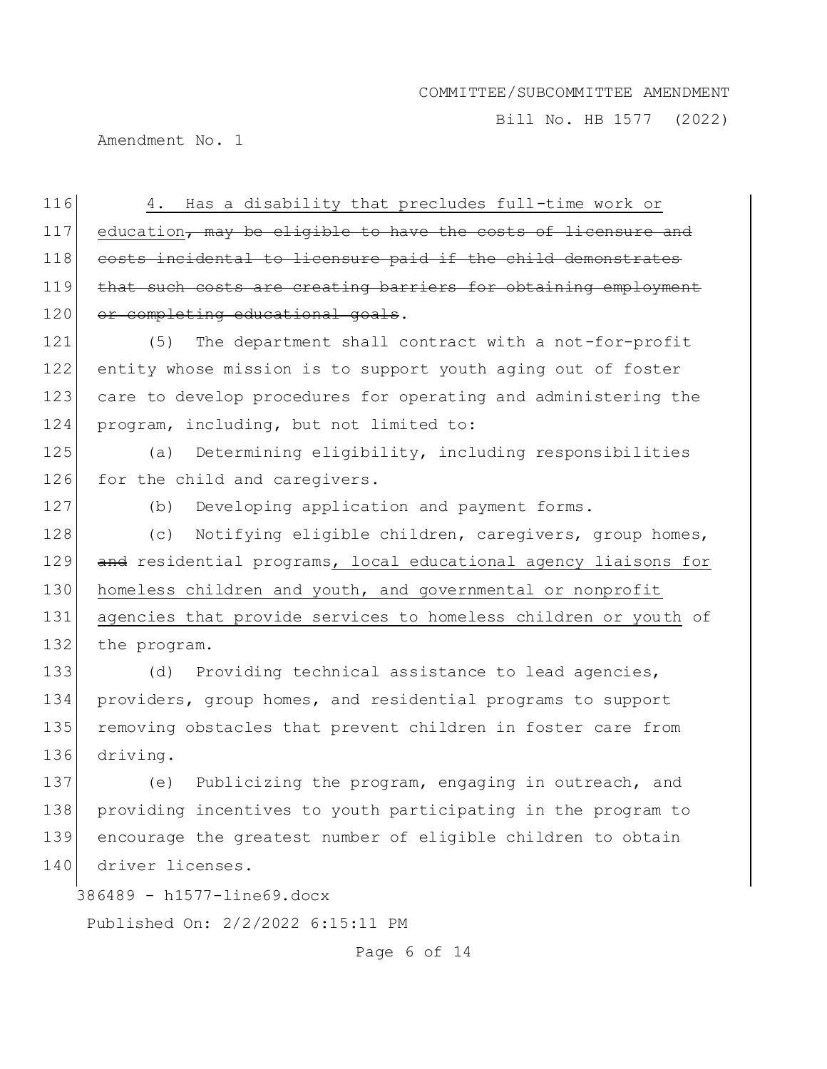4. Has a disability that precludes full-time work or education~~, may be eligible to have the costs of licensure and costs incidental to licensure paid if the child demonstrates that such costs are creating barriers for obtaining employment or completing educational goals~~.

(5) The department shall contract with a not-for-profit entity whose mission is to support youth aging out of foster care to develop procedures for operating and administering the program, including, but not limited to:

(a) Determining eligibility, including responsibilities for the child and caregivers.

(b) Developing application and payment forms.

(c) Notifying eligible children, caregivers, group homes, ~~and~~ residential programs, local educational agency liaisons for homeless children and youth, and governmental or nonprofit agencies that provide services to homeless children or youth of the program.

(d) Providing technical assistance to lead agencies, providers, group homes, and residential programs to support removing obstacles that prevent children in foster care from driving.

(e) Publicizing the program, engaging in outreach, and providing incentives to youth participating in the program to encourage the greatest number of eligible children to obtain driver licenses.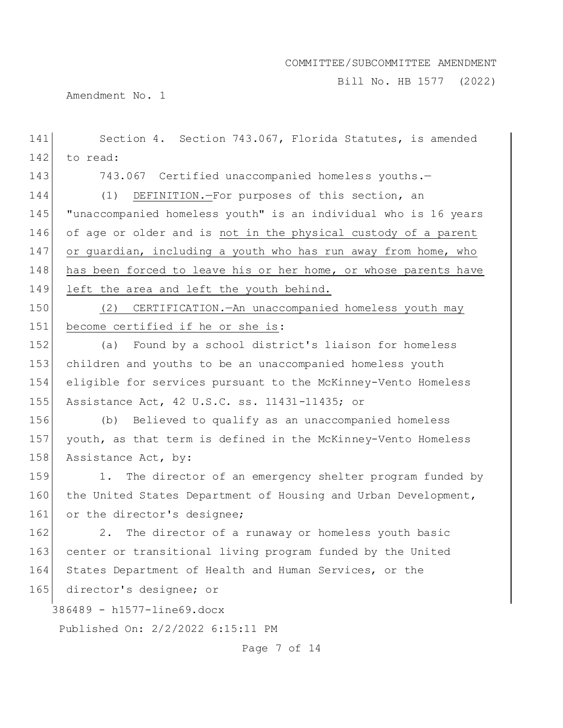Section 4. Section 743.067, Florida Statutes, is amended to read:

743.067 Certified unaccompanied homeless youths.—

(1) DEFINITION.—For purposes of this section, an "unaccompanied homeless youth" is an individual who is 16 years of age or older and is not in the physical custody of a parent or guardian, including a youth who has run away from home, who has been forced to leave his or her home, or whose parents have left the area and left the youth behind.

(2) CERTIFICATION.—An unaccompanied homeless youth may become certified if he or she is:

(a) Found by a school district's liaison for homeless children and youths to be an unaccompanied homeless youth eligible for services pursuant to the McKinney-Vento Homeless Assistance Act, 42 U.S.C. ss. 11431-11435; or

(b) Believed to qualify as an unaccompanied homeless youth, as that term is defined in the McKinney-Vento Homeless Assistance Act, by:

1. The director of an emergency shelter program funded by the United States Department of Housing and Urban Development, or the director's designee;

2. The director of a runaway or homeless youth basic center or transitional living program funded by the United States Department of Health and Human Services, or the director's designee; or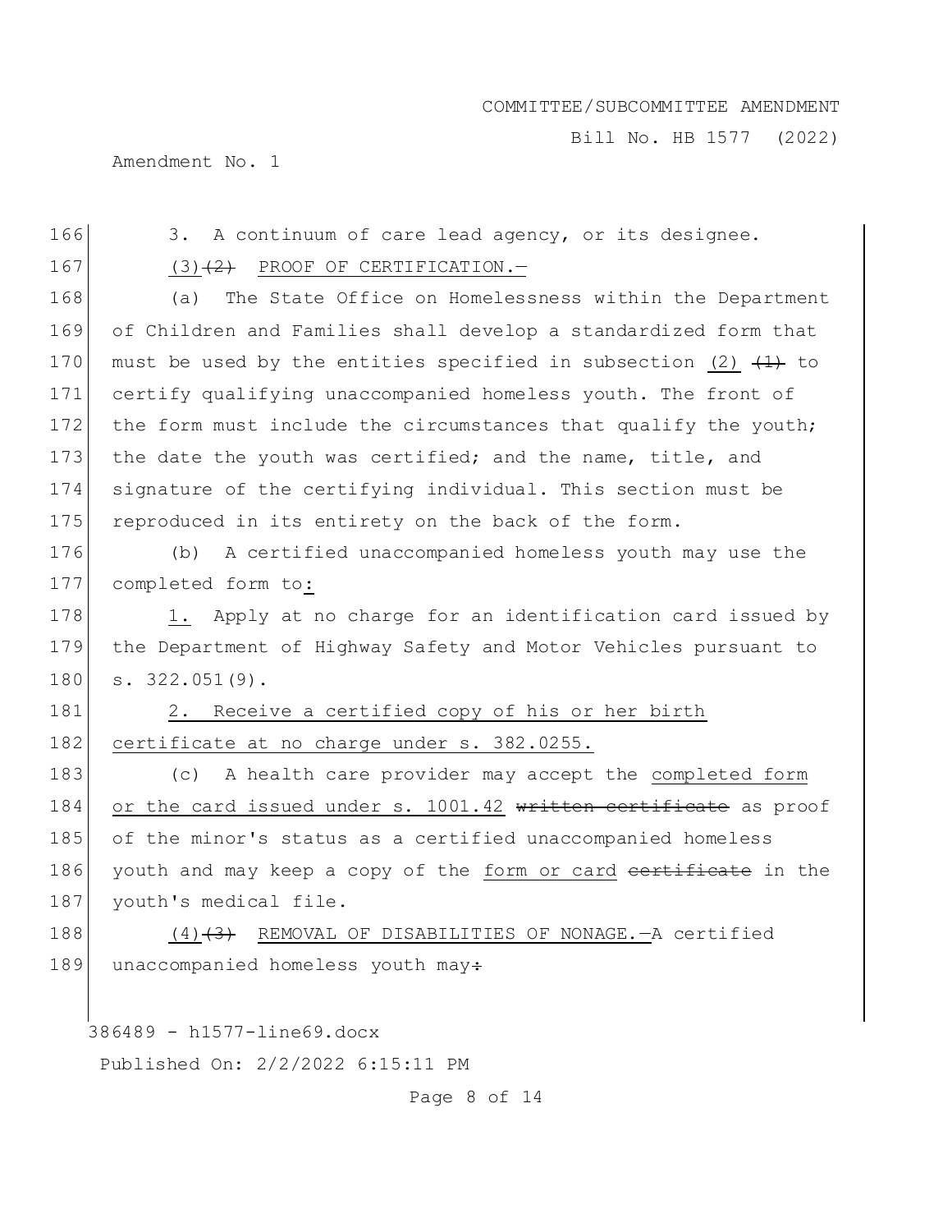3. A continuum of care lead agency, or its designee.

(3) ~~(2)~~ PROOF OF CERTIFICATION.—

(a) The State Office on Homelessness within the Department of Children and Families shall develop a standardized form that must be used by the entities specified in subsection (2) ~~(1)~~ to certify qualifying unaccompanied homeless youth. The front of the form must include the circumstances that qualify the youth; the date the youth was certified; and the name, title, and signature of the certifying individual. This section must be reproduced in its entirety on the back of the form.

(b) A certified unaccompanied homeless youth may use the completed form to:

1. Apply at no charge for an identification card issued by the Department of Highway Safety and Motor Vehicles pursuant to s. 322.051(9).

2. Receive a certified copy of his or her birth certificate at no charge under s. 382.0255.

(c) A health care provider may accept the completed form or the card issued under s. 1001.42 ~~written certificate~~ as proof of the minor's status as a certified unaccompanied homeless youth and may keep a copy of the form or card ~~certificate~~ in the youth's medical file.

(4) ~~(3)~~ REMOVAL OF DISABILITIES OF NONAGE.—A certified unaccompanied homeless youth may~~:~~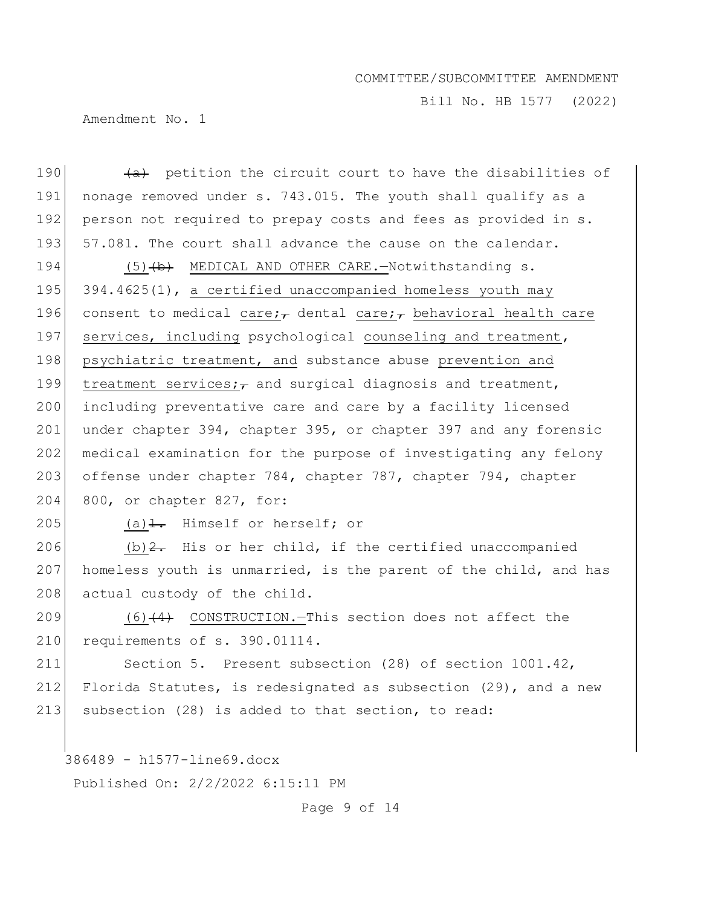COMMITTEE/SUBCOMMITTEE AMENDMENT

Bill No. HB 1577 (2022)

Amendment No. 1

190 ~~(a)~~ petition the circuit court to have the disabilities of
191 nonage removed under s. 743.015. The youth shall qualify as a
192 person not required to prepay costs and fees as provided in s.
193 57.081. The court shall advance the cause on the calendar.

194 (5)~~(b)~~ MEDICAL AND OTHER CARE.—Notwithstanding s.
195 394.4625(1), a certified unaccompanied homeless youth may
196 consent to medical care;~~,~~ dental care;~~,~~ behavioral health care
197 services, including psychological counseling and treatment,
198 psychiatric treatment, and substance abuse prevention and
199 treatment services;~~,~~ and surgical diagnosis and treatment,
200 including preventative care and care by a facility licensed
201 under chapter 394, chapter 395, or chapter 397 and any forensic
202 medical examination for the purpose of investigating any felony
203 offense under chapter 784, chapter 787, chapter 794, chapter
204 800, or chapter 827, for:

205 (a)~~1.~~ Himself or herself; or

206 (b)~~2.~~ His or her child, if the certified unaccompanied
207 homeless youth is unmarried, is the parent of the child, and has
208 actual custody of the child.

209 (6)~~(4)~~ CONSTRUCTION.—This section does not affect the
210 requirements of s. 390.01114.

211 Section 5. Present subsection (28) of section 1001.42,
212 Florida Statutes, is redesignated as subsection (29), and a new
213 subsection (28) is added to that section, to read:

386489 - h1577-line69.docx

Published On: 2/2/2022 6:15:11 PM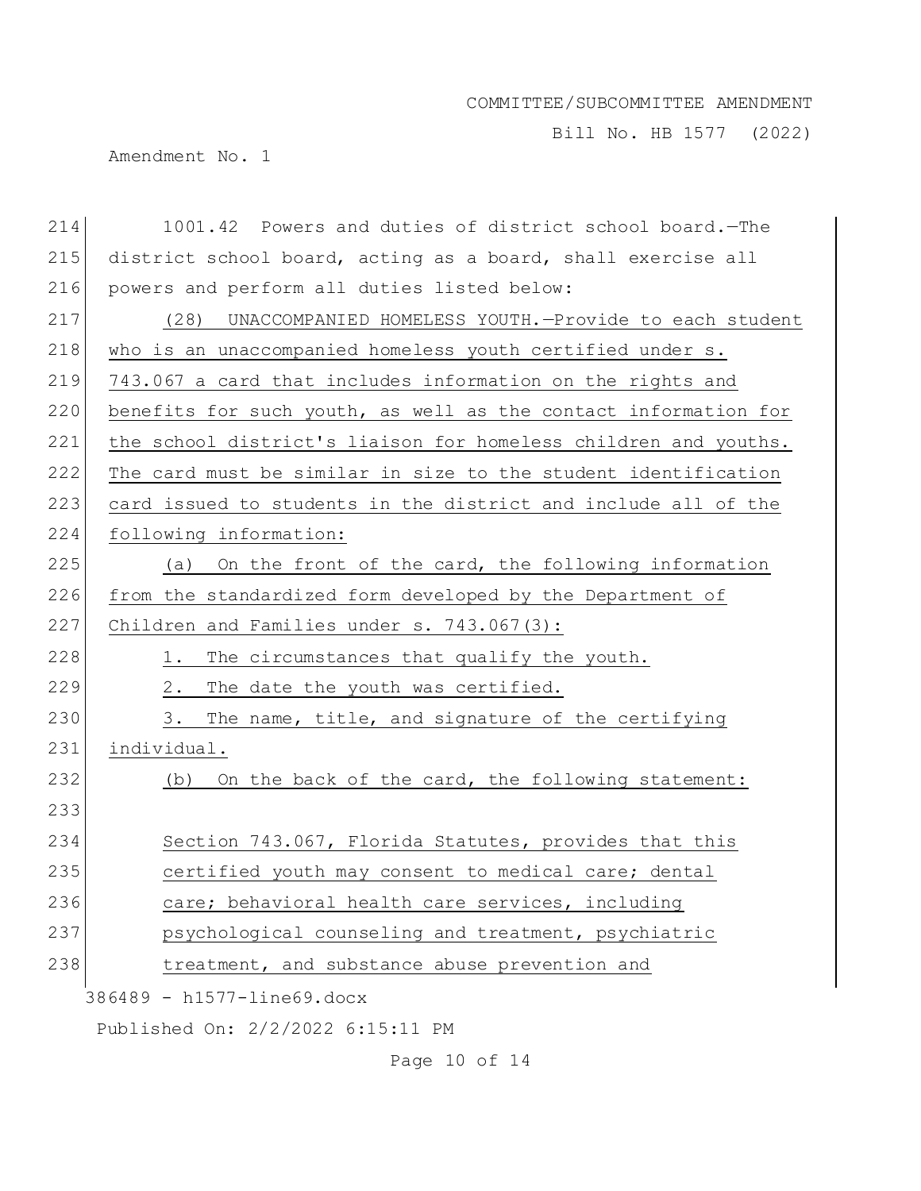1001.42 Powers and duties of district school board.—The district school board, acting as a board, shall exercise all powers and perform all duties listed below:

(28) UNACCOMPANIED HOMELESS YOUTH.—Provide to each student who is an unaccompanied homeless youth certified under s. 743.067 a card that includes information on the rights and benefits for such youth, as well as the contact information for the school district's liaison for homeless children and youths. The card must be similar in size to the student identification card issued to students in the district and include all of the following information:

(a) On the front of the card, the following information from the standardized form developed by the Department of Children and Families under s. 743.067(3):

1. The circumstances that qualify the youth.

2. The date the youth was certified.

3. The name, title, and signature of the certifying individual.

(b) On the back of the card, the following statement:

> Section 743.067, Florida Statutes, provides that this certified youth may consent to medical care; dental care; behavioral health care services, including psychological counseling and treatment, psychiatric treatment, and substance abuse prevention and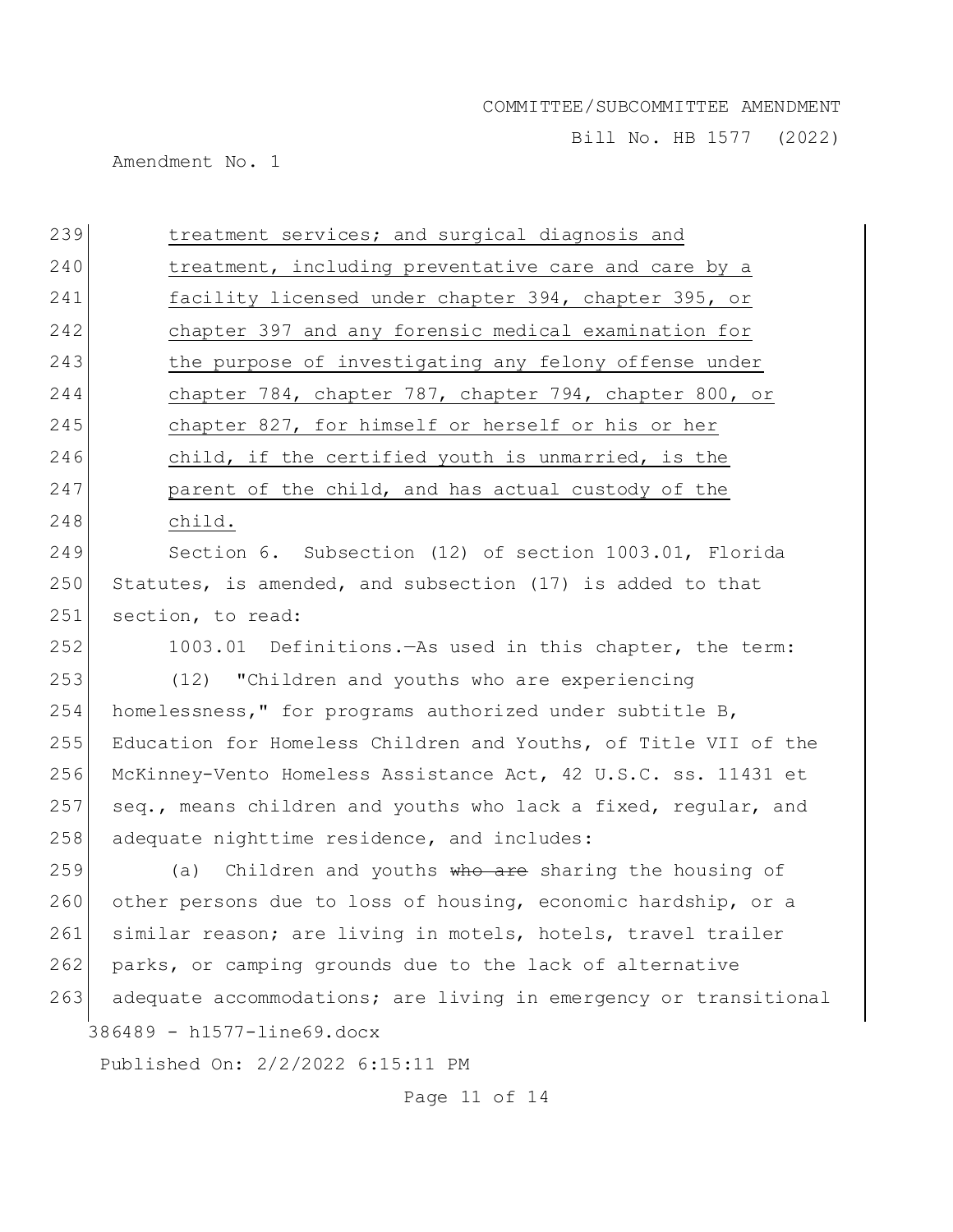treatment services; and surgical diagnosis and treatment, including preventative care and care by a facility licensed under chapter 394, chapter 395, or chapter 397 and any forensic medical examination for the purpose of investigating any felony offense under chapter 784, chapter 787, chapter 794, chapter 800, or chapter 827, for himself or herself or his or her child, if the certified youth is unmarried, is the parent of the child, and has actual custody of the child.

Section 6. Subsection (12) of section 1003.01, Florida Statutes, is amended, and subsection (17) is added to that section, to read:

1003.01 Definitions.—As used in this chapter, the term:

(12) "Children and youths who are experiencing homelessness," for programs authorized under subtitle B, Education for Homeless Children and Youths, of Title VII of the McKinney-Vento Homeless Assistance Act, 42 U.S.C. ss. 11431 et seq., means children and youths who lack a fixed, regular, and adequate nighttime residence, and includes:

(a) Children and youths ~~who are~~ sharing the housing of other persons due to loss of housing, economic hardship, or a similar reason; are living in motels, hotels, travel trailer parks, or camping grounds due to the lack of alternative adequate accommodations; are living in emergency or transitional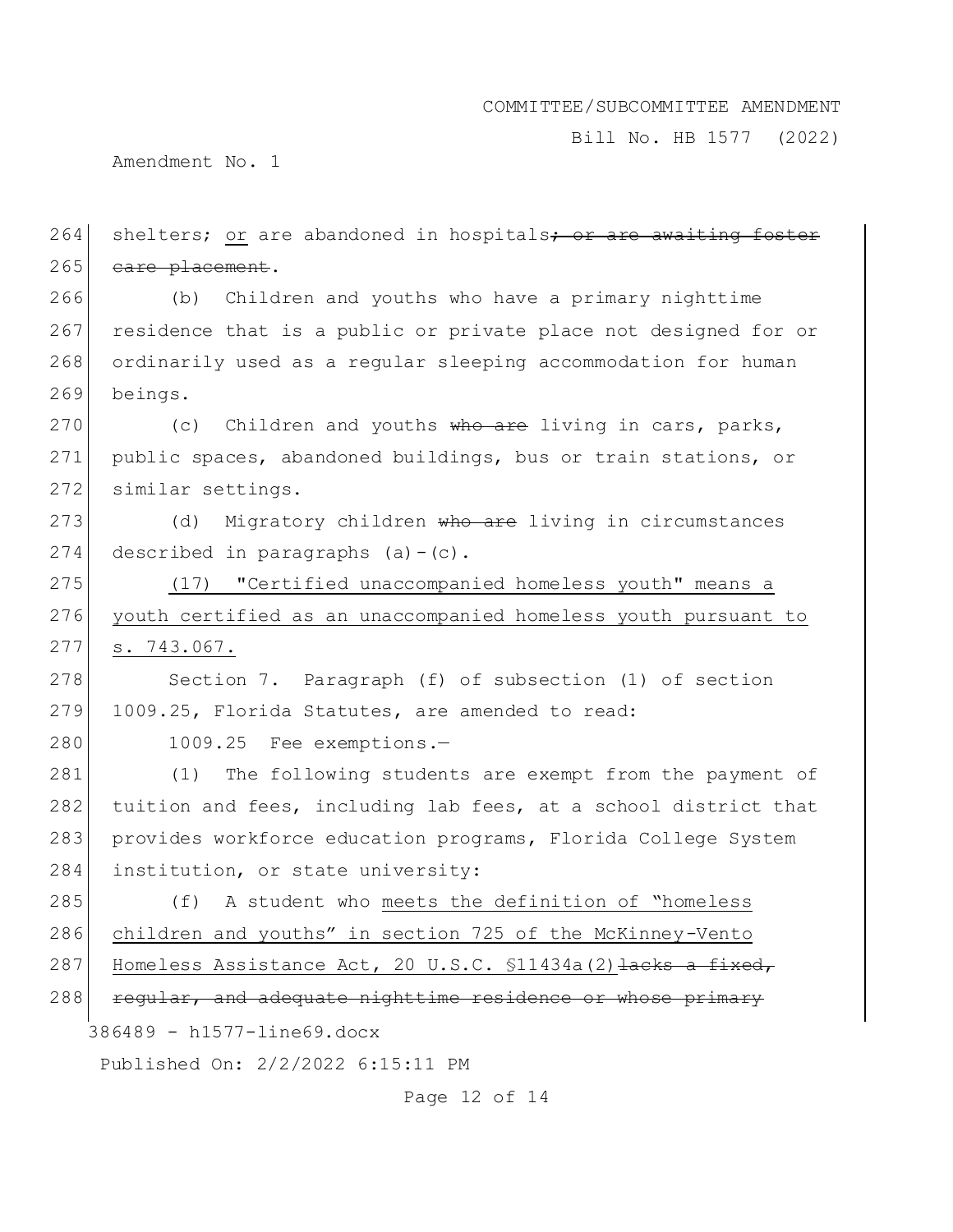shelters; <u>or</u> are abandoned in hospitals~~; or are awaiting foster care placement~~.

(b) Children and youths who have a primary nighttime residence that is a public or private place not designed for or ordinarily used as a regular sleeping accommodation for human beings.

(c) Children and youths ~~who are~~ living in cars, parks, public spaces, abandoned buildings, bus or train stations, or similar settings.

(d) Migratory children ~~who are~~ living in circumstances described in paragraphs (a)-(c).

<u>(17) "Certified unaccompanied homeless youth" means a youth certified as an unaccompanied homeless youth pursuant to s. 743.067.</u>

Section 7. Paragraph (f) of subsection (1) of section 1009.25, Florida Statutes, are amended to read:

1009.25 Fee exemptions.—

(1) The following students are exempt from the payment of tuition and fees, including lab fees, at a school district that provides workforce education programs, Florida College System institution, or state university:

(f) A student who <u>meets the definition of "homeless children and youths" in section 725 of the McKinney-Vento Homeless Assistance Act, 20 U.S.C. §11434a(2)</u>~~lacks a fixed, regular, and adequate nighttime residence or whose primary~~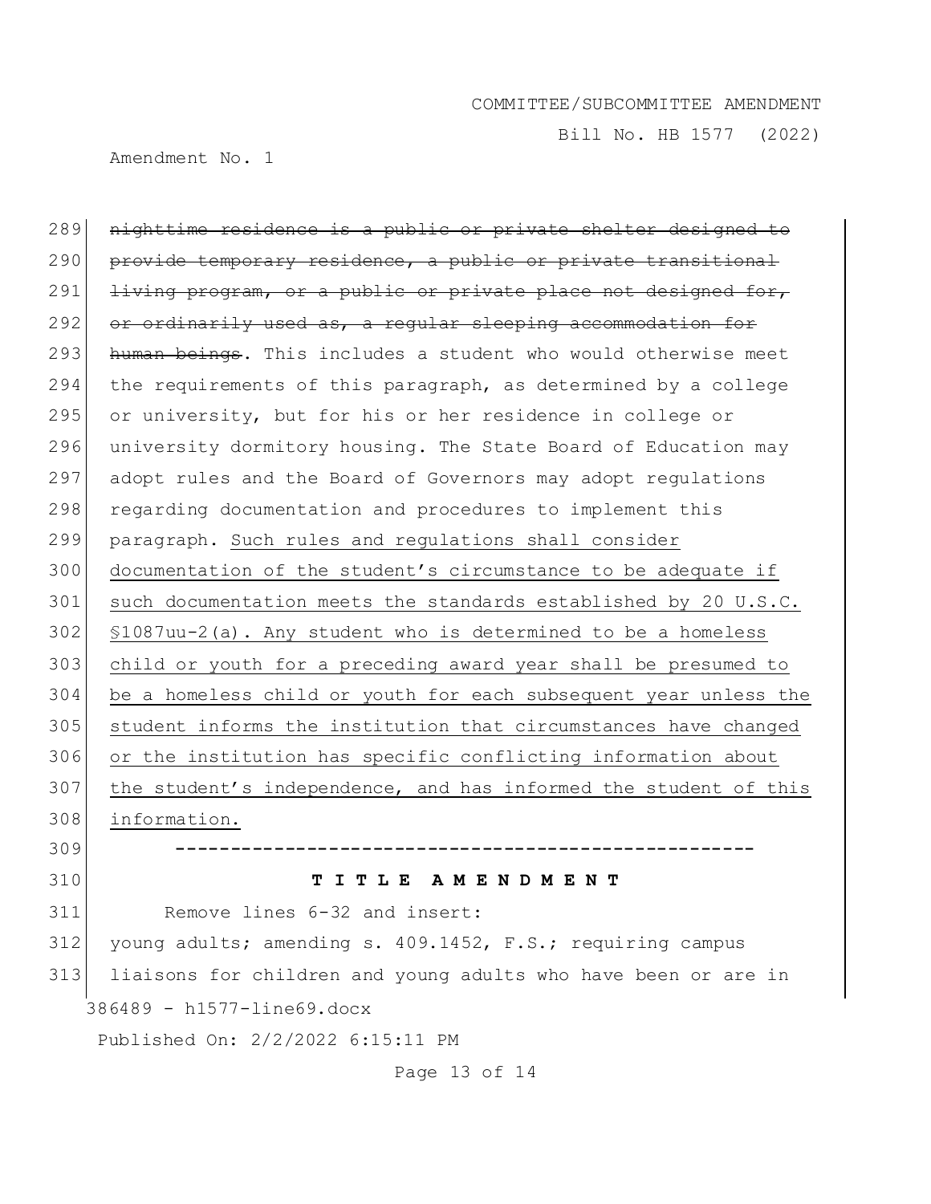~~nighttime residence is a public or private shelter designed to provide temporary residence, a public or private transitional living program, or a public or private place not designed for, or ordinarily used as, a regular sleeping accommodation for human beings~~. This includes a student who would otherwise meet the requirements of this paragraph, as determined by a college or university, but for his or her residence in college or university dormitory housing. The State Board of Education may adopt rules and the Board of Governors may adopt regulations regarding documentation and procedures to implement this paragraph. <u>Such rules and regulations shall consider documentation of the student's circumstance to be adequate if such documentation meets the standards established by 20 U.S.C. §1087uu-2(a). Any student who is determined to be a homeless child or youth for a preceding award year shall be presumed to be a homeless child or youth for each subsequent year unless the student informs the institution that circumstances have changed or the institution has specific conflicting information about the student's independence, and has informed the student of this information.</u>

-----------------------------------------------------

**T I T L E  A M E N D M E N T**

Remove lines 6-32 and insert:

young adults; amending s. 409.1452, F.S.; requiring campus liaisons for children and young adults who have been or are in

386489 - h1577-line69.docx

Published On: 2/2/2022 6:15:11 PM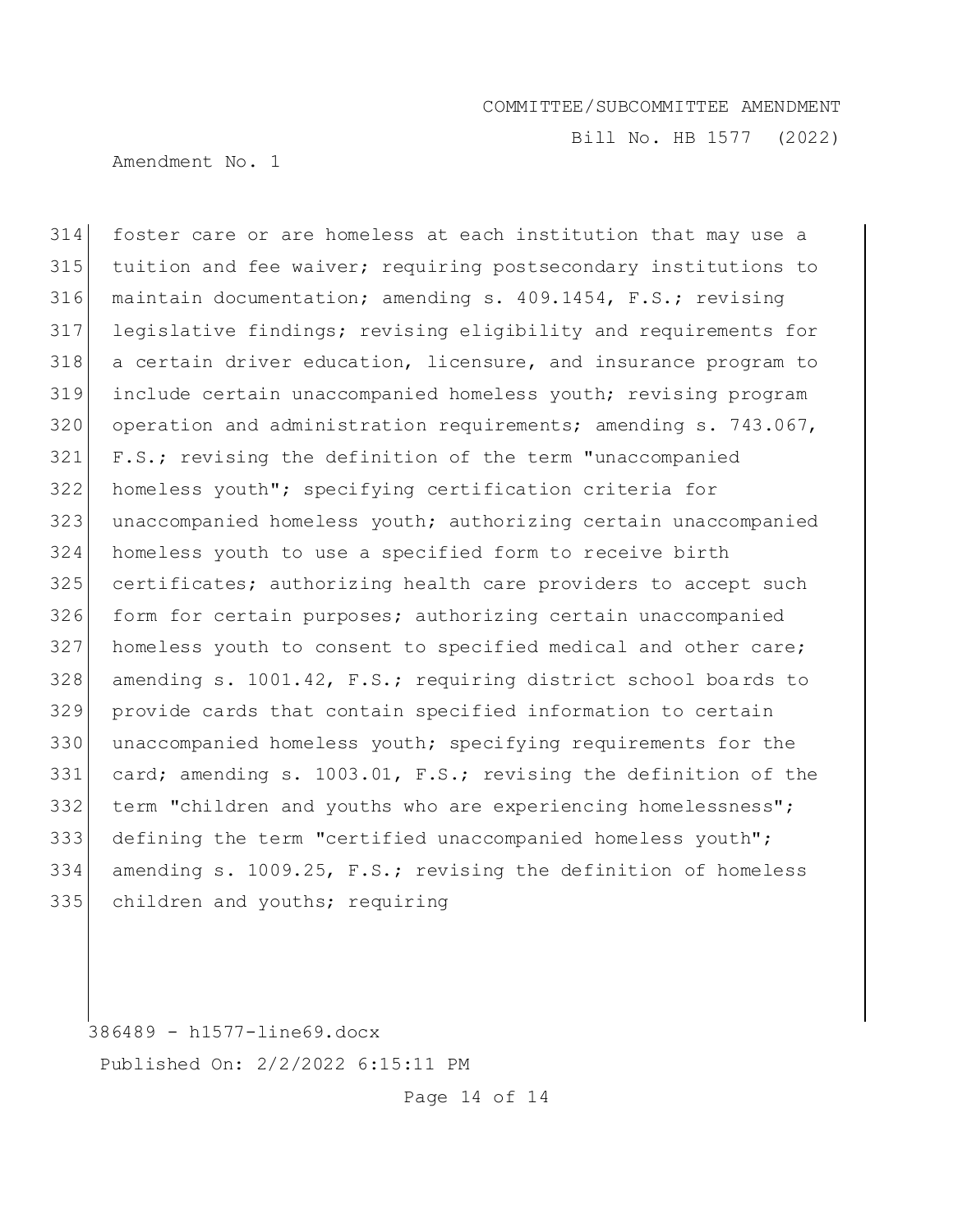314 foster care or are homeless at each institution that may use a
315 tuition and fee waiver; requiring postsecondary institutions to
316 maintain documentation; amending s. 409.1454, F.S.; revising
317 legislative findings; revising eligibility and requirements for
318 a certain driver education, licensure, and insurance program to
319 include certain unaccompanied homeless youth; revising program
320 operation and administration requirements; amending s. 743.067,
321 F.S.; revising the definition of the term "unaccompanied
322 homeless youth"; specifying certification criteria for
323 unaccompanied homeless youth; authorizing certain unaccompanied
324 homeless youth to use a specified form to receive birth
325 certificates; authorizing health care providers to accept such
326 form for certain purposes; authorizing certain unaccompanied
327 homeless youth to consent to specified medical and other care;
328 amending s. 1001.42, F.S.; requiring district school boards to
329 provide cards that contain specified information to certain
330 unaccompanied homeless youth; specifying requirements for the
331 card; amending s. 1003.01, F.S.; revising the definition of the
332 term "children and youths who are experiencing homelessness";
333 defining the term "certified unaccompanied homeless youth";
334 amending s. 1009.25, F.S.; revising the definition of homeless
335 children and youths; requiring

386489 - h1577-line69.docx

Published On: 2/2/2022 6:15:11 PM